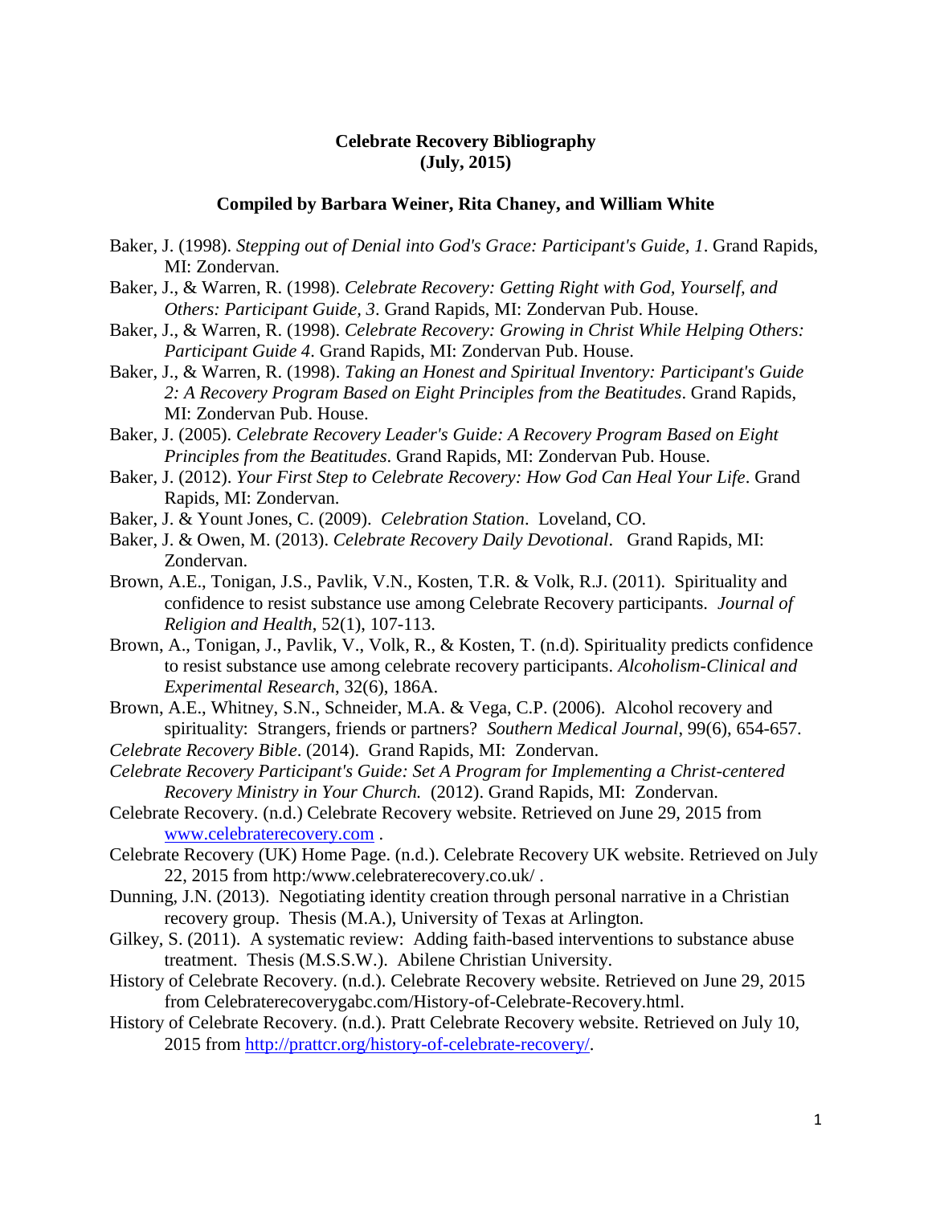**Celebrate Recovery Bibliography**
**(July, 2015)**

**Compiled by Barbara Weiner, Rita Chaney, and William White**

Baker, J. (1998). *Stepping out of Denial into God's Grace: Participant's Guide, 1*. Grand Rapids, MI: Zondervan.

Baker, J., & Warren, R. (1998). *Celebrate Recovery: Getting Right with God, Yourself, and Others: Participant Guide, 3*. Grand Rapids, MI: Zondervan Pub. House.

Baker, J., & Warren, R. (1998). *Celebrate Recovery: Growing in Christ While Helping Others: Participant Guide 4*. Grand Rapids, MI: Zondervan Pub. House.

Baker, J., & Warren, R. (1998). *Taking an Honest and Spiritual Inventory: Participant's Guide 2: A Recovery Program Based on Eight Principles from the Beatitudes*. Grand Rapids, MI: Zondervan Pub. House.

Baker, J. (2005). *Celebrate Recovery Leader's Guide: A Recovery Program Based on Eight Principles from the Beatitudes*. Grand Rapids, MI: Zondervan Pub. House.

Baker, J. (2012). *Your First Step to Celebrate Recovery: How God Can Heal Your Life*. Grand Rapids, MI: Zondervan.

Baker, J. & Yount Jones, C. (2009). *Celebration Station*. Loveland, CO.

Baker, J. & Owen, M. (2013). *Celebrate Recovery Daily Devotional*. Grand Rapids, MI: Zondervan.

Brown, A.E., Tonigan, J.S., Pavlik, V.N., Kosten, T.R. & Volk, R.J. (2011). Spirituality and confidence to resist substance use among Celebrate Recovery participants. *Journal of Religion and Health*, 52(1), 107-113.

Brown, A., Tonigan, J., Pavlik, V., Volk, R., & Kosten, T. (n.d). Spirituality predicts confidence to resist substance use among celebrate recovery participants. *Alcoholism-Clinical and Experimental Research*, 32(6), 186A.

Brown, A.E., Whitney, S.N., Schneider, M.A. & Vega, C.P. (2006). Alcohol recovery and spirituality: Strangers, friends or partners? *Southern Medical Journal*, 99(6), 654-657.

*Celebrate Recovery Bible*. (2014). Grand Rapids, MI: Zondervan.

*Celebrate Recovery Participant's Guide: Set A Program for Implementing a Christ-centered Recovery Ministry in Your Church.* (2012). Grand Rapids, MI: Zondervan.

Celebrate Recovery. (n.d.) Celebrate Recovery website. Retrieved on June 29, 2015 from [www.celebraterecovery.com](www.celebraterecovery.com) .

Celebrate Recovery (UK) Home Page. (n.d.). Celebrate Recovery UK website. Retrieved on July 22, 2015 from http:/www.celebraterecovery.co.uk/ .

Dunning, J.N. (2013). Negotiating identity creation through personal narrative in a Christian recovery group. Thesis (M.A.), University of Texas at Arlington.

Gilkey, S. (2011). A systematic review: Adding faith-based interventions to substance abuse treatment. Thesis (M.S.S.W.). Abilene Christian University.

History of Celebrate Recovery. (n.d.). Celebrate Recovery website. Retrieved on June 29, 2015 from Celebraterecoverygabc.com/History-of-Celebrate-Recovery.html.

History of Celebrate Recovery. (n.d.). Pratt Celebrate Recovery website. Retrieved on July 10, 2015 from [http://prattcr.org/history-of-celebrate-recovery/](http://prattcr.org/history-of-celebrate-recovery/).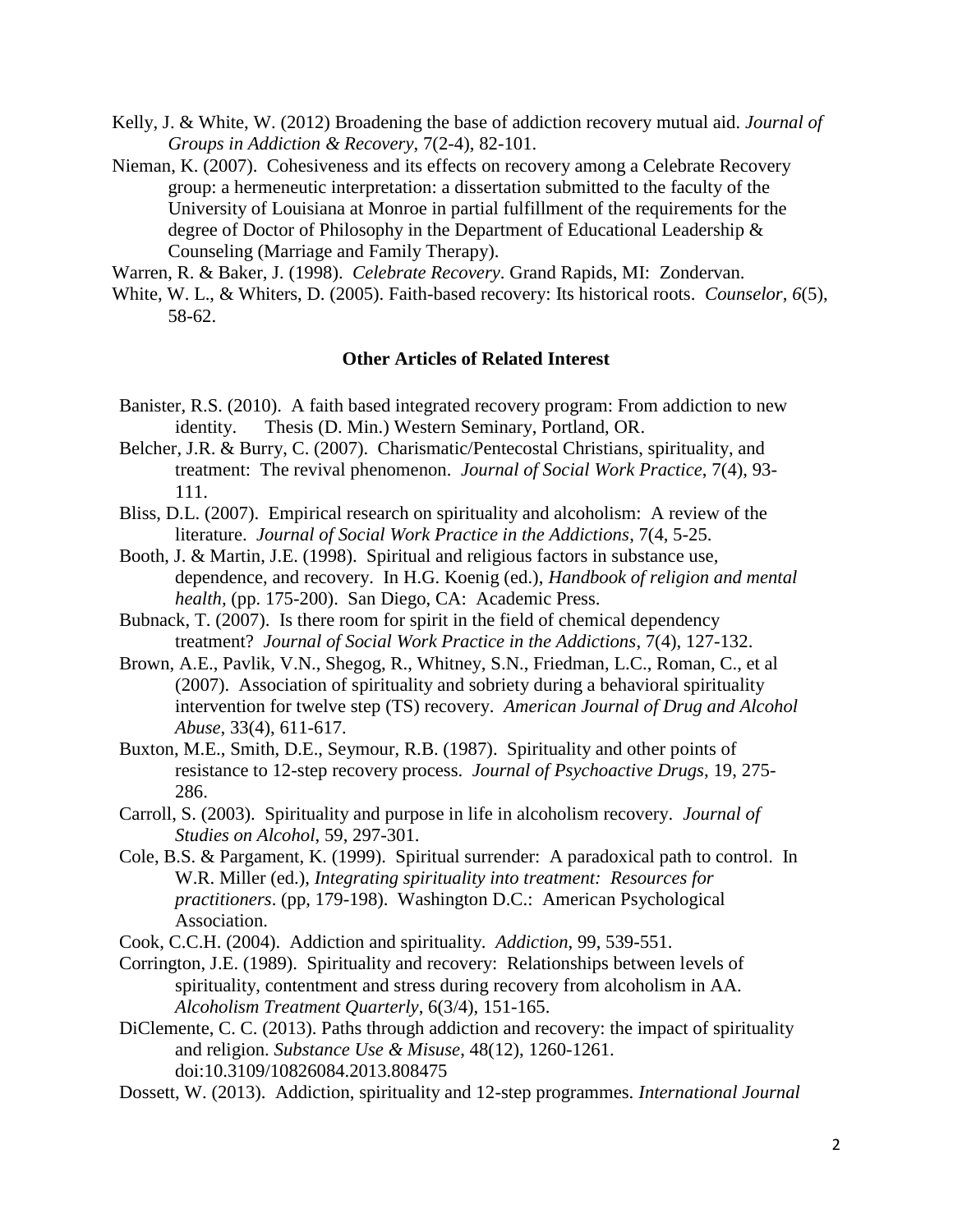Kelly, J. & White, W. (2012) Broadening the base of addiction recovery mutual aid. *Journal of Groups in Addiction & Recovery*, 7(2-4), 82-101.

Nieman, K. (2007). Cohesiveness and its effects on recovery among a Celebrate Recovery group: a hermeneutic interpretation: a dissertation submitted to the faculty of the University of Louisiana at Monroe in partial fulfillment of the requirements for the degree of Doctor of Philosophy in the Department of Educational Leadership & Counseling (Marriage and Family Therapy).

Warren, R. & Baker, J. (1998). *Celebrate Recovery*. Grand Rapids, MI: Zondervan.

White, W. L., & Whiters, D. (2005). Faith-based recovery: Its historical roots. *Counselor*, *6*(5), 58-62.

**Other Articles of Related Interest**

Banister, R.S. (2010). A faith based integrated recovery program: From addiction to new identity. Thesis (D. Min.) Western Seminary, Portland, OR.

Belcher, J.R. & Burry, C. (2007). Charismatic/Pentecostal Christians, spirituality, and treatment: The revival phenomenon. *Journal of Social Work Practice*, 7(4), 93-111.

Bliss, D.L. (2007). Empirical research on spirituality and alcoholism: A review of the literature. *Journal of Social Work Practice in the Addictions*, 7(4, 5-25.

Booth, J. & Martin, J.E. (1998). Spiritual and religious factors in substance use, dependence, and recovery. In H.G. Koenig (ed.), *Handbook of religion and mental health*, (pp. 175-200). San Diego, CA: Academic Press.

Bubnack, T. (2007). Is there room for spirit in the field of chemical dependency treatment? *Journal of Social Work Practice in the Addictions*, 7(4), 127-132.

Brown, A.E., Pavlik, V.N., Shegog, R., Whitney, S.N., Friedman, L.C., Roman, C., et al (2007). Association of spirituality and sobriety during a behavioral spirituality intervention for twelve step (TS) recovery. *American Journal of Drug and Alcohol Abuse*, 33(4), 611-617.

Buxton, M.E., Smith, D.E., Seymour, R.B. (1987). Spirituality and other points of resistance to 12-step recovery process. *Journal of Psychoactive Drugs*, 19, 275-286.

Carroll, S. (2003). Spirituality and purpose in life in alcoholism recovery. *Journal of Studies on Alcohol*, 59, 297-301.

Cole, B.S. & Pargament, K. (1999). Spiritual surrender: A paradoxical path to control. In W.R. Miller (ed.), *Integrating spirituality into treatment: Resources for practitioners*. (pp, 179-198). Washington D.C.: American Psychological Association.

Cook, C.C.H. (2004). Addiction and spirituality. *Addiction*, 99, 539-551.

Corrington, J.E. (1989). Spirituality and recovery: Relationships between levels of spirituality, contentment and stress during recovery from alcoholism in AA. *Alcoholism Treatment Quarterly*, 6(3/4), 151-165.

DiClemente, C. C. (2013). Paths through addiction and recovery: the impact of spirituality and religion. *Substance Use & Misuse*, 48(12), 1260-1261. doi:10.3109/10826084.2013.808475

Dossett, W. (2013). Addiction, spirituality and 12-step programmes. *International Journal*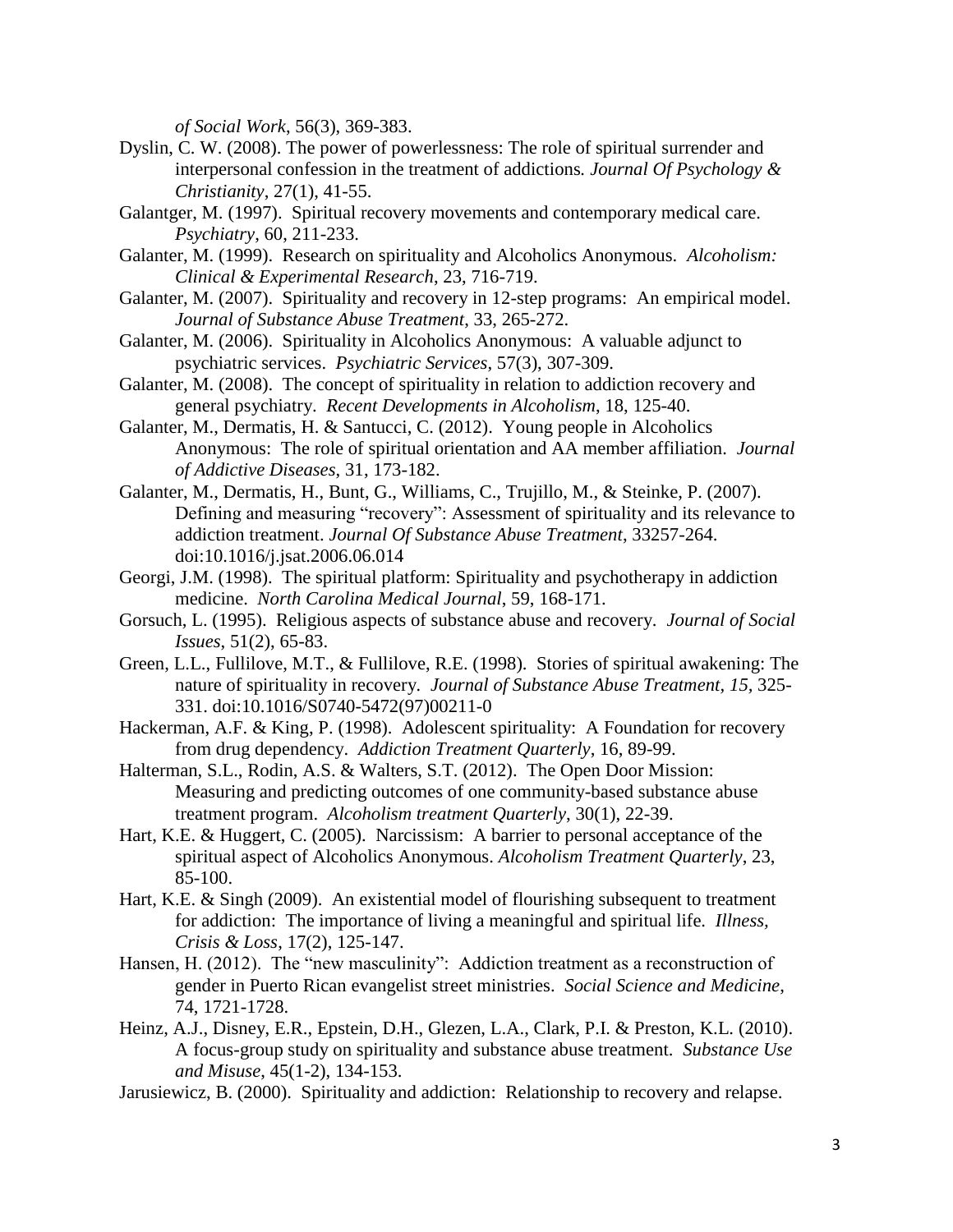*of Social Work*, 56(3), 369-383.

Dyslin, C. W. (2008). The power of powerlessness: The role of spiritual surrender and interpersonal confession in the treatment of addictions. *Journal Of Psychology & Christianity*, 27(1), 41-55.

Galantger, M. (1997). Spiritual recovery movements and contemporary medical care. *Psychiatry*, 60, 211-233.

Galanter, M. (1999). Research on spirituality and Alcoholics Anonymous. *Alcoholism: Clinical & Experimental Research*, 23, 716-719.

Galanter, M. (2007). Spirituality and recovery in 12-step programs: An empirical model. *Journal of Substance Abuse Treatment*, 33, 265-272.

Galanter, M. (2006). Spirituality in Alcoholics Anonymous: A valuable adjunct to psychiatric services. *Psychiatric Services*, 57(3), 307-309.

Galanter, M. (2008). The concept of spirituality in relation to addiction recovery and general psychiatry. *Recent Developments in Alcoholism*, 18, 125-40.

Galanter, M., Dermatis, H. & Santucci, C. (2012). Young people in Alcoholics Anonymous: The role of spiritual orientation and AA member affiliation. *Journal of Addictive Diseases*, 31, 173-182.

Galanter, M., Dermatis, H., Bunt, G., Williams, C., Trujillo, M., & Steinke, P. (2007). Defining and measuring "recovery": Assessment of spirituality and its relevance to addiction treatment. *Journal Of Substance Abuse Treatment*, 33257-264. doi:10.1016/j.jsat.2006.06.014

Georgi, J.M. (1998). The spiritual platform: Spirituality and psychotherapy in addiction medicine. *North Carolina Medical Journal*, 59, 168-171.

Gorsuch, L. (1995). Religious aspects of substance abuse and recovery. *Journal of Social Issues*, 51(2), 65-83.

Green, L.L., Fullilove, M.T., & Fullilove, R.E. (1998). Stories of spiritual awakening: The nature of spirituality in recovery. *Journal of Substance Abuse Treatment, 15,* 325-331. doi:10.1016/S0740-5472(97)00211-0

Hackerman, A.F. & King, P. (1998). Adolescent spirituality: A Foundation for recovery from drug dependency. *Addiction Treatment Quarterly*, 16, 89-99.

Halterman, S.L., Rodin, A.S. & Walters, S.T. (2012). The Open Door Mission: Measuring and predicting outcomes of one community-based substance abuse treatment program. *Alcoholism treatment Quarterly*, 30(1), 22-39.

Hart, K.E. & Huggert, C. (2005). Narcissism: A barrier to personal acceptance of the spiritual aspect of Alcoholics Anonymous. *Alcoholism Treatment Quarterly*, 23, 85-100.

Hart, K.E. & Singh (2009). An existential model of flourishing subsequent to treatment for addiction: The importance of living a meaningful and spiritual life. *Illness, Crisis & Loss*, 17(2), 125-147.

Hansen, H. (2012). The "new masculinity": Addiction treatment as a reconstruction of gender in Puerto Rican evangelist street ministries. *Social Science and Medicine*, 74, 1721-1728.

Heinz, A.J., Disney, E.R., Epstein, D.H., Glezen, L.A., Clark, P.I. & Preston, K.L. (2010). A focus-group study on spirituality and substance abuse treatment. *Substance Use and Misuse*, 45(1-2), 134-153.

Jarusiewicz, B. (2000). Spirituality and addiction: Relationship to recovery and relapse.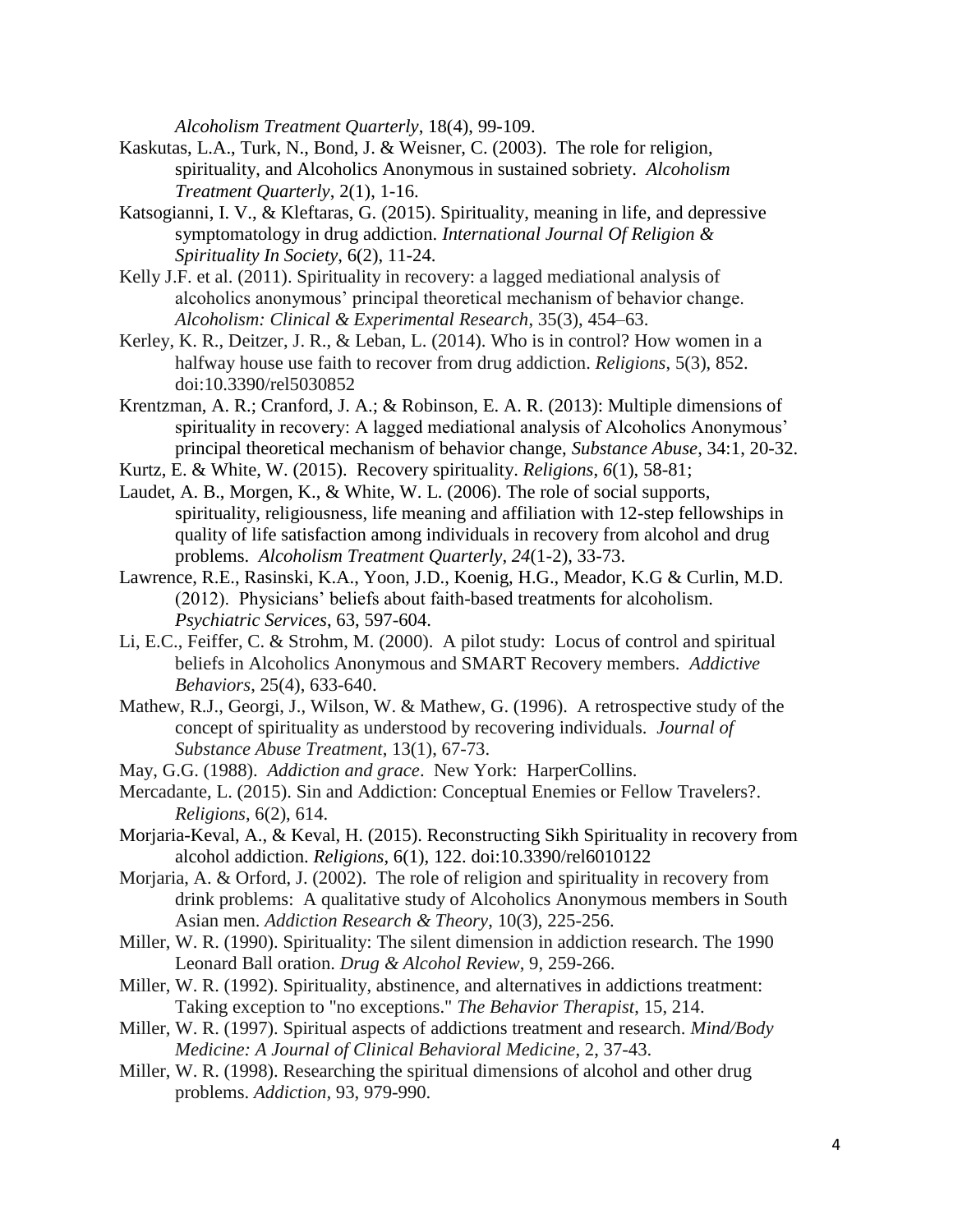*Alcoholism Treatment Quarterly*, 18(4), 99-109.

Kaskutas, L.A., Turk, N., Bond, J. & Weisner, C. (2003). The role for religion, spirituality, and Alcoholics Anonymous in sustained sobriety. *Alcoholism Treatment Quarterly*, 2(1), 1-16.

Katsogianni, I. V., & Kleftaras, G. (2015). Spirituality, meaning in life, and depressive symptomatology in drug addiction. *International Journal Of Religion & Spirituality In Society*, 6(2), 11-24.

Kelly J.F. et al. (2011). Spirituality in recovery: a lagged mediational analysis of alcoholics anonymous' principal theoretical mechanism of behavior change. *Alcoholism: Clinical & Experimental Research*, 35(3), 454–63.

Kerley, K. R., Deitzer, J. R., & Leban, L. (2014). Who is in control? How women in a halfway house use faith to recover from drug addiction. *Religions*, 5(3), 852. doi:10.3390/rel5030852

Krentzman, A. R.; Cranford, J. A.; & Robinson, E. A. R. (2013): Multiple dimensions of spirituality in recovery: A lagged mediational analysis of Alcoholics Anonymous' principal theoretical mechanism of behavior change, *Substance Abuse*, 34:1, 20-32.

Kurtz, E. & White, W. (2015). Recovery spirituality. *Religions*, *6*(1), 58-81;

Laudet, A. B., Morgen, K., & White, W. L. (2006). The role of social supports, spirituality, religiousness, life meaning and affiliation with 12-step fellowships in quality of life satisfaction among individuals in recovery from alcohol and drug problems. *Alcoholism Treatment Quarterly*, *24*(1-2), 33-73.

Lawrence, R.E., Rasinski, K.A., Yoon, J.D., Koenig, H.G., Meador, K.G & Curlin, M.D. (2012). Physicians' beliefs about faith-based treatments for alcoholism. *Psychiatric Services*, 63, 597-604.

Li, E.C., Feiffer, C. & Strohm, M. (2000). A pilot study: Locus of control and spiritual beliefs in Alcoholics Anonymous and SMART Recovery members. *Addictive Behaviors*, 25(4), 633-640.

Mathew, R.J., Georgi, J., Wilson, W. & Mathew, G. (1996). A retrospective study of the concept of spirituality as understood by recovering individuals. *Journal of Substance Abuse Treatment*, 13(1), 67-73.

May, G.G. (1988). *Addiction and grace*. New York: HarperCollins.

Mercadante, L. (2015). Sin and Addiction: Conceptual Enemies or Fellow Travelers?. *Religions*, 6(2), 614.

Morjaria-Keval, A., & Keval, H. (2015). Reconstructing Sikh Spirituality in recovery from alcohol addiction. *Religions*, 6(1), 122. doi:10.3390/rel6010122

Morjaria, A. & Orford, J. (2002). The role of religion and spirituality in recovery from drink problems: A qualitative study of Alcoholics Anonymous members in South Asian men. *Addiction Research & Theory*, 10(3), 225-256.

Miller, W. R. (1990). Spirituality: The silent dimension in addiction research. The 1990 Leonard Ball oration. *Drug & Alcohol Review*, 9, 259-266.

Miller, W. R. (1992). Spirituality, abstinence, and alternatives in addictions treatment: Taking exception to "no exceptions." *The Behavior Therapist*, 15, 214.

Miller, W. R. (1997). Spiritual aspects of addictions treatment and research. *Mind/Body Medicine: A Journal of Clinical Behavioral Medicine*, 2, 37-43.

Miller, W. R. (1998). Researching the spiritual dimensions of alcohol and other drug problems. *Addiction*, 93, 979-990.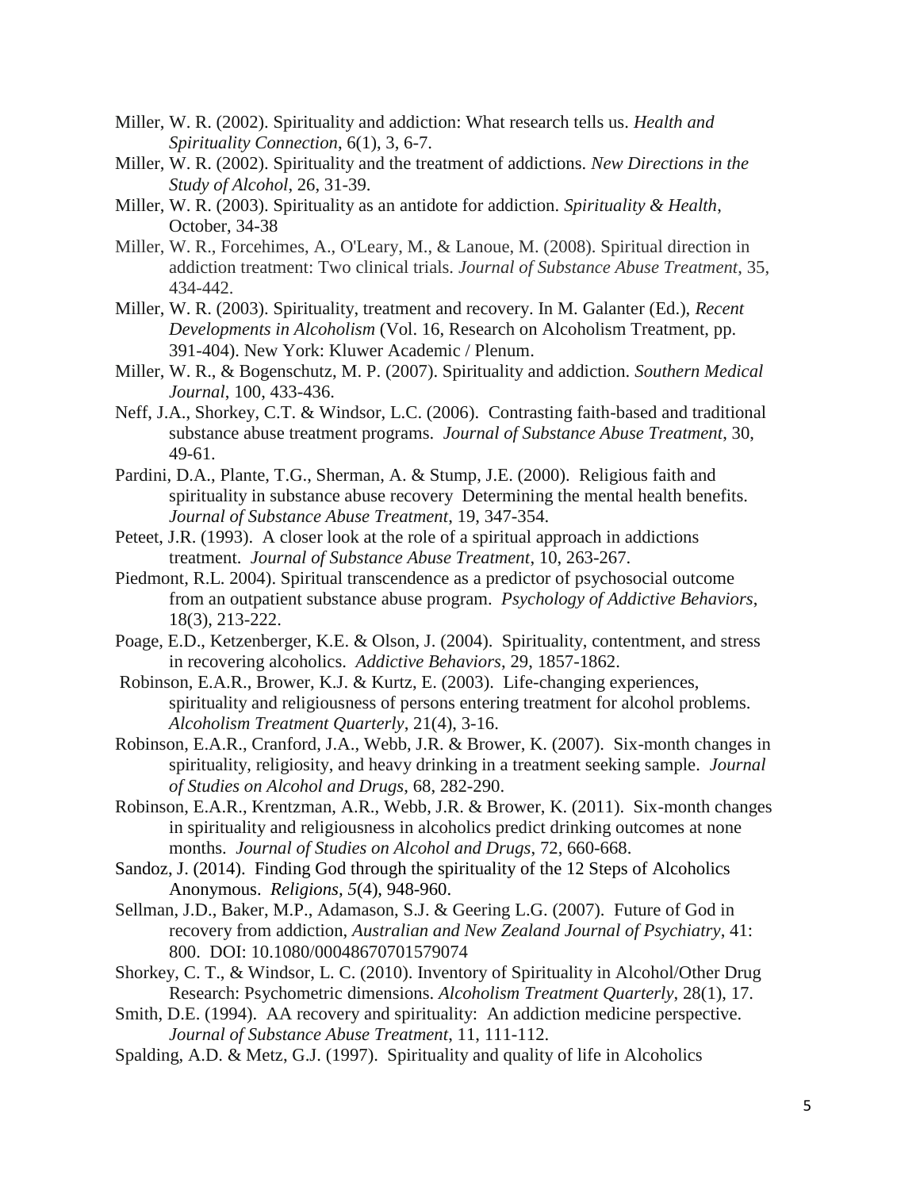Miller, W. R. (2002). Spirituality and addiction: What research tells us. *Health and Spirituality Connection*, 6(1), 3, 6-7.

Miller, W. R. (2002). Spirituality and the treatment of addictions. *New Directions in the Study of Alcohol*, 26, 31-39.

Miller, W. R. (2003). Spirituality as an antidote for addiction. *Spirituality & Health*, October, 34-38

Miller, W. R., Forcehimes, A., O'Leary, M., & Lanoue, M. (2008). Spiritual direction in addiction treatment: Two clinical trials. *Journal of Substance Abuse Treatment*, 35, 434-442.

Miller, W. R. (2003). Spirituality, treatment and recovery. In M. Galanter (Ed.), *Recent Developments in Alcoholism* (Vol. 16, Research on Alcoholism Treatment, pp. 391-404). New York: Kluwer Academic / Plenum.

Miller, W. R., & Bogenschutz, M. P. (2007). Spirituality and addiction. *Southern Medical Journal*, 100, 433-436.

Neff, J.A., Shorkey, C.T. & Windsor, L.C. (2006). Contrasting faith-based and traditional substance abuse treatment programs. *Journal of Substance Abuse Treatment*, 30, 49-61.

Pardini, D.A., Plante, T.G., Sherman, A. & Stump, J.E. (2000). Religious faith and spirituality in substance abuse recovery Determining the mental health benefits. *Journal of Substance Abuse Treatment*, 19, 347-354.

Peteet, J.R. (1993). A closer look at the role of a spiritual approach in addictions treatment. *Journal of Substance Abuse Treatment*, 10, 263-267.

Piedmont, R.L. 2004). Spiritual transcendence as a predictor of psychosocial outcome from an outpatient substance abuse program. *Psychology of Addictive Behaviors*, 18(3), 213-222.

Poage, E.D., Ketzenberger, K.E. & Olson, J. (2004). Spirituality, contentment, and stress in recovering alcoholics. *Addictive Behaviors*, 29, 1857-1862.

Robinson, E.A.R., Brower, K.J. & Kurtz, E. (2003). Life-changing experiences, spirituality and religiousness of persons entering treatment for alcohol problems. *Alcoholism Treatment Quarterly*, 21(4), 3-16.

Robinson, E.A.R., Cranford, J.A., Webb, J.R. & Brower, K. (2007). Six-month changes in spirituality, religiosity, and heavy drinking in a treatment seeking sample. *Journal of Studies on Alcohol and Drugs*, 68, 282-290.

Robinson, E.A.R., Krentzman, A.R., Webb, J.R. & Brower, K. (2011). Six-month changes in spirituality and religiousness in alcoholics predict drinking outcomes at none months. *Journal of Studies on Alcohol and Drugs*, 72, 660-668.

Sandoz, J. (2014). Finding God through the spirituality of the 12 Steps of Alcoholics Anonymous. *Religions*, *5*(4), 948-960.

Sellman, J.D., Baker, M.P., Adamason, S.J. & Geering L.G. (2007). Future of God in recovery from addiction, *Australian and New Zealand Journal of Psychiatry*, 41: 800. DOI: 10.1080/00048670701579074

Shorkey, C. T., & Windsor, L. C. (2010). Inventory of Spirituality in Alcohol/Other Drug Research: Psychometric dimensions. *Alcoholism Treatment Quarterly*, 28(1), 17.

Smith, D.E. (1994). AA recovery and spirituality: An addiction medicine perspective. *Journal of Substance Abuse Treatment*, 11, 111-112.

Spalding, A.D. & Metz, G.J. (1997). Spirituality and quality of life in Alcoholics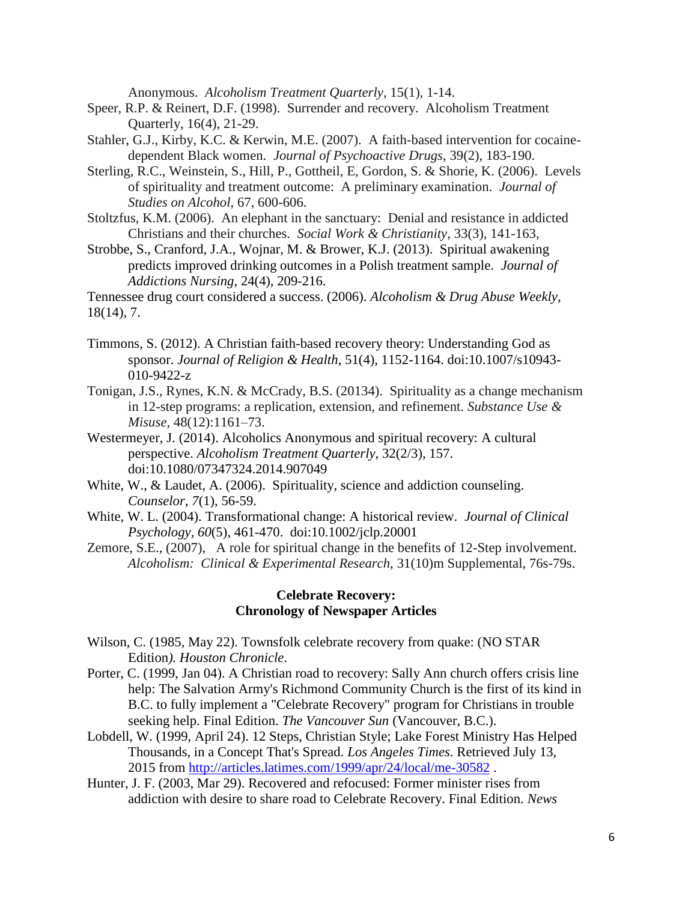Anonymous. *Alcoholism Treatment Quarterly*, 15(1), 1-14.

Speer, R.P. & Reinert, D.F. (1998). Surrender and recovery. Alcoholism Treatment Quarterly, 16(4), 21-29.

Stahler, G.J., Kirby, K.C. & Kerwin, M.E. (2007). A faith-based intervention for cocaine-dependent Black women. *Journal of Psychoactive Drugs*, 39(2), 183-190.

Sterling, R.C., Weinstein, S., Hill, P., Gottheil, E, Gordon, S. & Shorie, K. (2006). Levels of spirituality and treatment outcome: A preliminary examination. *Journal of Studies on Alcohol*, 67, 600-606.

Stoltzfus, K.M. (2006). An elephant in the sanctuary: Denial and resistance in addicted Christians and their churches. *Social Work & Christianity*, 33(3), 141-163,

Strobbe, S., Cranford, J.A., Wojnar, M. & Brower, K.J. (2013). Spiritual awakening predicts improved drinking outcomes in a Polish treatment sample. *Journal of Addictions Nursing*, 24(4), 209-216.

Tennessee drug court considered a success. (2006). *Alcoholism & Drug Abuse Weekly*, 18(14), 7.

Timmons, S. (2012). A Christian faith-based recovery theory: Understanding God as sponsor. *Journal of Religion & Health*, 51(4), 1152-1164. doi:10.1007/s10943-010-9422-z

Tonigan, J.S., Rynes, K.N. & McCrady, B.S. (20134). Spirituality as a change mechanism in 12-step programs: a replication, extension, and refinement. *Substance Use & Misuse*, 48(12):1161–73.

Westermeyer, J. (2014). Alcoholics Anonymous and spiritual recovery: A cultural perspective. *Alcoholism Treatment Quarterly*, 32(2/3), 157. doi:10.1080/07347324.2014.907049

White, W., & Laudet, A. (2006). Spirituality, science and addiction counseling. *Counselor*, *7*(1), 56-59.

White, W. L. (2004). Transformational change: A historical review. *Journal of Clinical Psychology*, *60*(5), 461-470. doi:10.1002/jclp.20001

Zemore, S.E., (2007), A role for spiritual change in the benefits of 12-Step involvement. *Alcoholism: Clinical & Experimental Research*, 31(10)m Supplemental, 76s-79s.

**Celebrate Recovery:**
**Chronology of Newspaper Articles**

Wilson, C. (1985, May 22). Townsfolk celebrate recovery from quake: (NO STAR Edition*). Houston Chronicle*.

Porter, C. (1999, Jan 04). A Christian road to recovery: Sally Ann church offers crisis line help: The Salvation Army's Richmond Community Church is the first of its kind in B.C. to fully implement a "Celebrate Recovery" program for Christians in trouble seeking help. Final Edition. *The Vancouver Sun* (Vancouver, B.C.).

Lobdell, W. (1999, April 24). 12 Steps, Christian Style; Lake Forest Ministry Has Helped Thousands, in a Concept That's Spread. *Los Angeles Times*. Retrieved July 13, 2015 from http://articles.latimes.com/1999/apr/24/local/me-30582 .

Hunter, J. F. (2003, Mar 29). Recovered and refocused: Former minister rises from addiction with desire to share road to Celebrate Recovery. Final Edition. *News*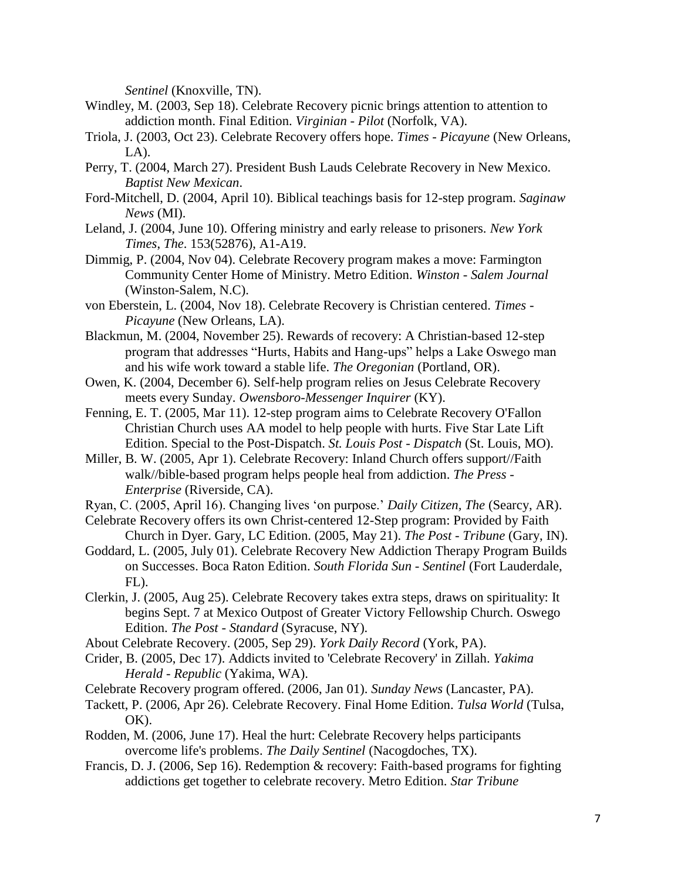*Sentinel* (Knoxville, TN).

Windley, M. (2003, Sep 18). Celebrate Recovery picnic brings attention to attention to addiction month. Final Edition. *Virginian - Pilot* (Norfolk, VA).

Triola, J. (2003, Oct 23). Celebrate Recovery offers hope. *Times - Picayune* (New Orleans, LA).

Perry, T. (2004, March 27). President Bush Lauds Celebrate Recovery in New Mexico. *Baptist New Mexican*.

Ford-Mitchell, D. (2004, April 10). Biblical teachings basis for 12-step program. *Saginaw News* (MI).

Leland, J. (2004, June 10). Offering ministry and early release to prisoners. *New York Times, The*. 153(52876), A1-A19.

Dimmig, P. (2004, Nov 04). Celebrate Recovery program makes a move: Farmington Community Center Home of Ministry. Metro Edition. *Winston - Salem Journal* (Winston-Salem, N.C).

von Eberstein, L. (2004, Nov 18). Celebrate Recovery is Christian centered. *Times - Picayune* (New Orleans, LA).

Blackmun, M. (2004, November 25). Rewards of recovery: A Christian-based 12-step program that addresses "Hurts, Habits and Hang-ups" helps a Lake Oswego man and his wife work toward a stable life. *The Oregonian* (Portland, OR).

Owen, K. (2004, December 6). Self-help program relies on Jesus Celebrate Recovery meets every Sunday. *Owensboro-Messenger Inquirer* (KY).

Fenning, E. T. (2005, Mar 11). 12-step program aims to Celebrate Recovery O'Fallon Christian Church uses AA model to help people with hurts. Five Star Late Lift Edition. Special to the Post-Dispatch. *St. Louis Post - Dispatch* (St. Louis, MO).

Miller, B. W. (2005, Apr 1). Celebrate Recovery: Inland Church offers support//Faith walk//bible-based program helps people heal from addiction. *The Press - Enterprise* (Riverside, CA).

Ryan, C. (2005, April 16). Changing lives 'on purpose.' *Daily Citizen, The* (Searcy, AR).

Celebrate Recovery offers its own Christ-centered 12-Step program: Provided by Faith Church in Dyer. Gary, LC Edition. (2005, May 21). *The Post - Tribune* (Gary, IN).

Goddard, L. (2005, July 01). Celebrate Recovery New Addiction Therapy Program Builds on Successes. Boca Raton Edition. *South Florida Sun - Sentinel* (Fort Lauderdale, FL).

Clerkin, J. (2005, Aug 25). Celebrate Recovery takes extra steps, draws on spirituality: It begins Sept. 7 at Mexico Outpost of Greater Victory Fellowship Church. Oswego Edition. *The Post - Standard* (Syracuse, NY).

About Celebrate Recovery. (2005, Sep 29). *York Daily Record* (York, PA).

Crider, B. (2005, Dec 17). Addicts invited to 'Celebrate Recovery' in Zillah. *Yakima Herald - Republic* (Yakima, WA).

Celebrate Recovery program offered. (2006, Jan 01). *Sunday News* (Lancaster, PA).

Tackett, P. (2006, Apr 26). Celebrate Recovery. Final Home Edition. *Tulsa World* (Tulsa, OK).

Rodden, M. (2006, June 17). Heal the hurt: Celebrate Recovery helps participants overcome life's problems. *The Daily Sentinel* (Nacogdoches, TX).

Francis, D. J. (2006, Sep 16). Redemption & recovery: Faith-based programs for fighting addictions get together to celebrate recovery. Metro Edition. *Star Tribune*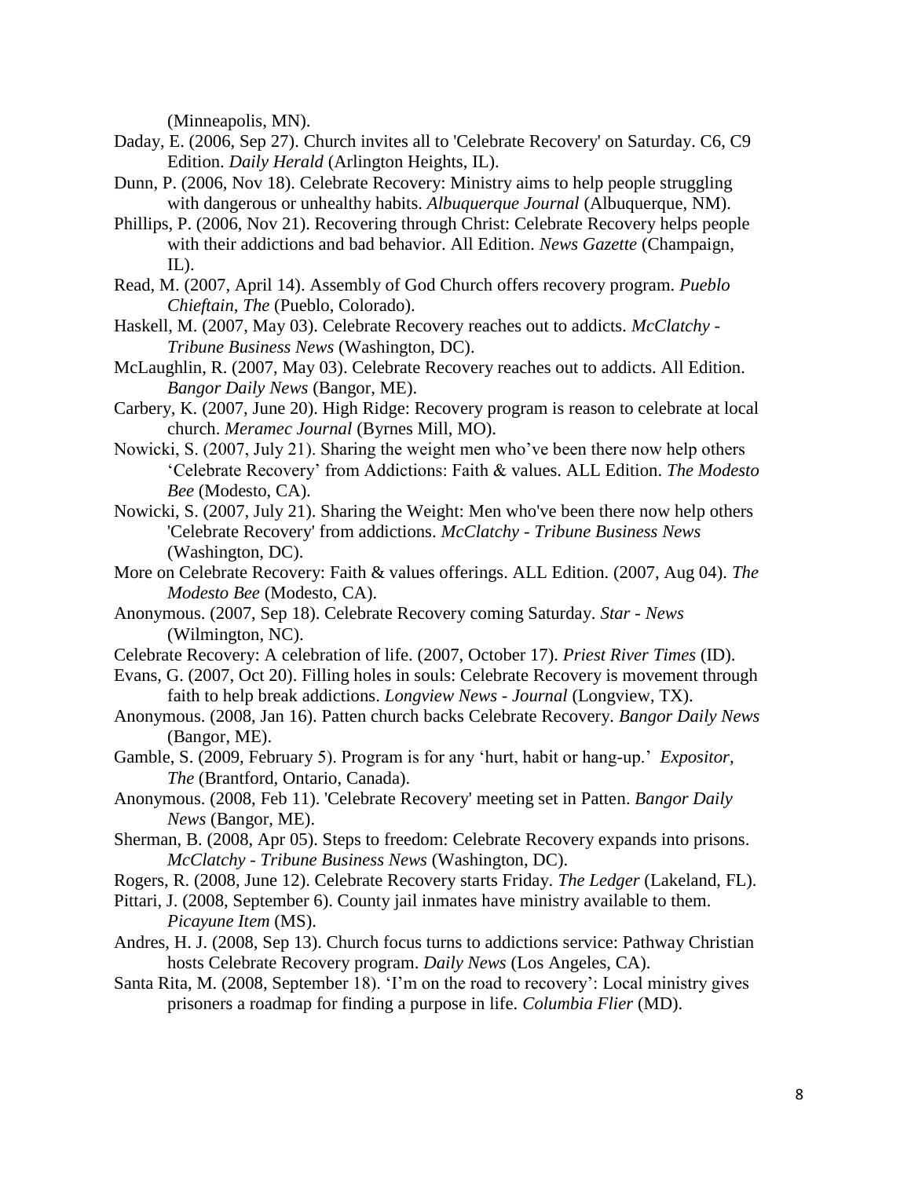(Minneapolis, MN).

Daday, E. (2006, Sep 27). Church invites all to 'Celebrate Recovery' on Saturday. C6, C9 Edition. *Daily Herald* (Arlington Heights, IL).

Dunn, P. (2006, Nov 18). Celebrate Recovery: Ministry aims to help people struggling with dangerous or unhealthy habits. *Albuquerque Journal* (Albuquerque, NM).

Phillips, P. (2006, Nov 21). Recovering through Christ: Celebrate Recovery helps people with their addictions and bad behavior. All Edition. *News Gazette* (Champaign, IL).

Read, M. (2007, April 14). Assembly of God Church offers recovery program. *Pueblo Chieftain*, *The* (Pueblo, Colorado).

Haskell, M. (2007, May 03). Celebrate Recovery reaches out to addicts. *McClatchy - Tribune Business News* (Washington, DC).

McLaughlin, R. (2007, May 03). Celebrate Recovery reaches out to addicts. All Edition. *Bangor Daily News* (Bangor, ME).

Carbery, K. (2007, June 20). High Ridge: Recovery program is reason to celebrate at local church. *Meramec Journal* (Byrnes Mill, MO).

Nowicki, S. (2007, July 21). Sharing the weight men who've been there now help others 'Celebrate Recovery' from Addictions: Faith & values. ALL Edition. *The Modesto Bee* (Modesto, CA).

Nowicki, S. (2007, July 21). Sharing the Weight: Men who've been there now help others 'Celebrate Recovery' from addictions. *McClatchy - Tribune Business News* (Washington, DC).

More on Celebrate Recovery: Faith & values offerings. ALL Edition. (2007, Aug 04). *The Modesto Bee* (Modesto, CA).

Anonymous. (2007, Sep 18). Celebrate Recovery coming Saturday. *Star - News* (Wilmington, NC).

Celebrate Recovery: A celebration of life. (2007, October 17). *Priest River Times* (ID).

Evans, G. (2007, Oct 20). Filling holes in souls: Celebrate Recovery is movement through faith to help break addictions. *Longview News - Journal* (Longview, TX).

Anonymous. (2008, Jan 16). Patten church backs Celebrate Recovery. *Bangor Daily News* (Bangor, ME).

Gamble, S. (2009, February 5). Program is for any 'hurt, habit or hang-up.' *Expositor, The* (Brantford, Ontario, Canada).

Anonymous. (2008, Feb 11). 'Celebrate Recovery' meeting set in Patten. *Bangor Daily News* (Bangor, ME).

Sherman, B. (2008, Apr 05). Steps to freedom: Celebrate Recovery expands into prisons. *McClatchy - Tribune Business News* (Washington, DC).

Rogers, R. (2008, June 12). Celebrate Recovery starts Friday. *The Ledger* (Lakeland, FL).

Pittari, J. (2008, September 6). County jail inmates have ministry available to them. *Picayune Item* (MS).

Andres, H. J. (2008, Sep 13). Church focus turns to addictions service: Pathway Christian hosts Celebrate Recovery program. *Daily News* (Los Angeles, CA).

Santa Rita, M. (2008, September 18). 'I'm on the road to recovery': Local ministry gives prisoners a roadmap for finding a purpose in life. *Columbia Flier* (MD).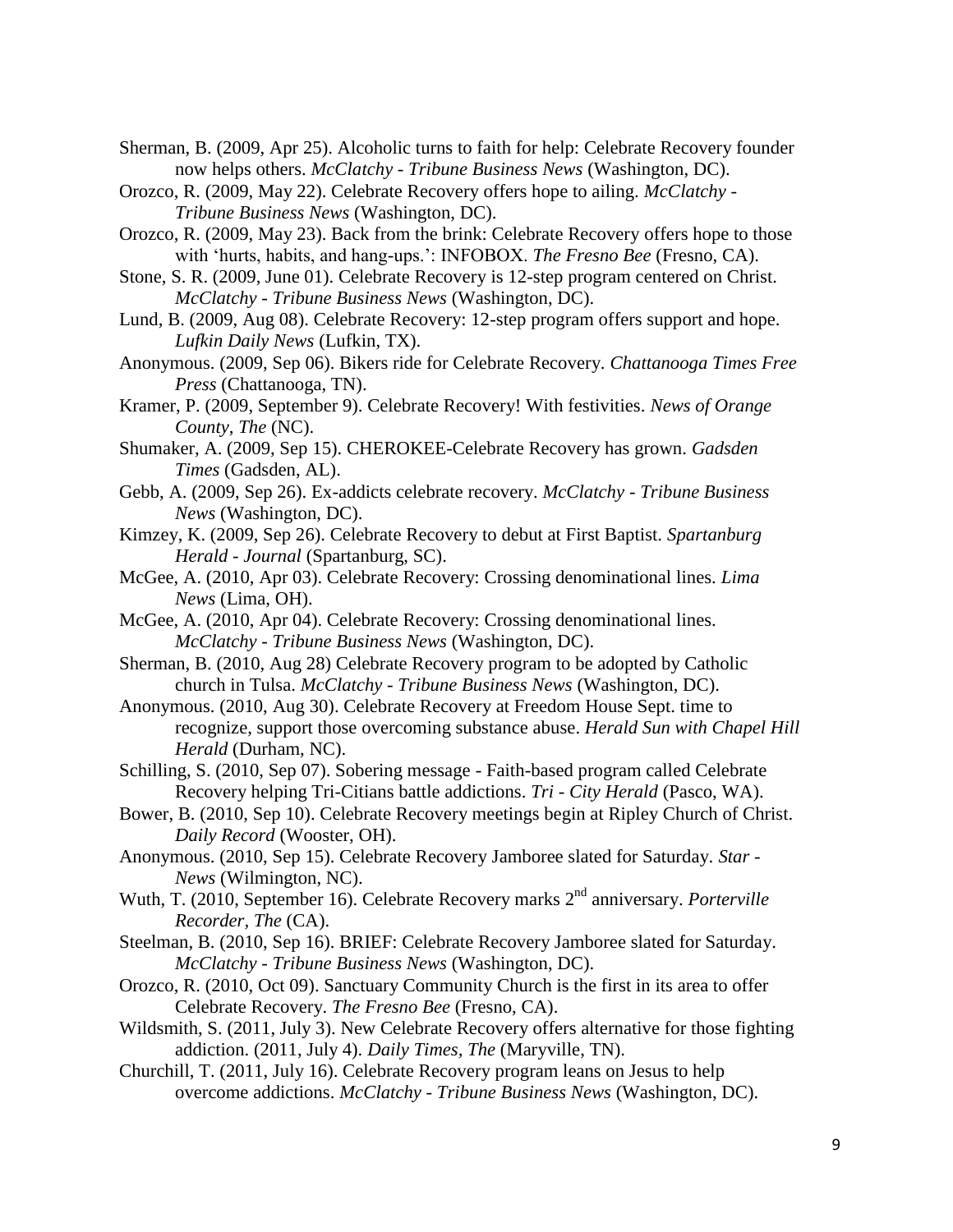Sherman, B. (2009, Apr 25). Alcoholic turns to faith for help: Celebrate Recovery founder now helps others. *McClatchy - Tribune Business News* (Washington, DC).

Orozco, R. (2009, May 22). Celebrate Recovery offers hope to ailing. *McClatchy - Tribune Business News* (Washington, DC).

Orozco, R. (2009, May 23). Back from the brink: Celebrate Recovery offers hope to those with 'hurts, habits, and hang-ups.': INFOBOX. *The Fresno Bee* (Fresno, CA).

Stone, S. R. (2009, June 01). Celebrate Recovery is 12-step program centered on Christ. *McClatchy - Tribune Business News* (Washington, DC).

Lund, B. (2009, Aug 08). Celebrate Recovery: 12-step program offers support and hope. *Lufkin Daily News* (Lufkin, TX).

Anonymous. (2009, Sep 06). Bikers ride for Celebrate Recovery. *Chattanooga Times Free Press* (Chattanooga, TN).

Kramer, P. (2009, September 9). Celebrate Recovery! With festivities. *News of Orange County, The* (NC).

Shumaker, A. (2009, Sep 15). CHEROKEE-Celebrate Recovery has grown. *Gadsden Times* (Gadsden, AL).

Gebb, A. (2009, Sep 26). Ex-addicts celebrate recovery. *McClatchy - Tribune Business News* (Washington, DC).

Kimzey, K. (2009, Sep 26). Celebrate Recovery to debut at First Baptist. *Spartanburg Herald - Journal* (Spartanburg, SC).

McGee, A. (2010, Apr 03). Celebrate Recovery: Crossing denominational lines. *Lima News* (Lima, OH).

McGee, A. (2010, Apr 04). Celebrate Recovery: Crossing denominational lines. *McClatchy - Tribune Business News* (Washington, DC).

Sherman, B. (2010, Aug 28) Celebrate Recovery program to be adopted by Catholic church in Tulsa. *McClatchy - Tribune Business News* (Washington, DC).

Anonymous. (2010, Aug 30). Celebrate Recovery at Freedom House Sept. time to recognize, support those overcoming substance abuse. *Herald Sun with Chapel Hill Herald* (Durham, NC).

Schilling, S. (2010, Sep 07). Sobering message - Faith-based program called Celebrate Recovery helping Tri-Citians battle addictions. *Tri - City Herald* (Pasco, WA).

Bower, B. (2010, Sep 10). Celebrate Recovery meetings begin at Ripley Church of Christ. *Daily Record* (Wooster, OH).

Anonymous. (2010, Sep 15). Celebrate Recovery Jamboree slated for Saturday. *Star - News* (Wilmington, NC).

Wuth, T. (2010, September 16). Celebrate Recovery marks 2nd anniversary. *Porterville Recorder, The* (CA).

Steelman, B. (2010, Sep 16). BRIEF: Celebrate Recovery Jamboree slated for Saturday. *McClatchy - Tribune Business News* (Washington, DC).

Orozco, R. (2010, Oct 09). Sanctuary Community Church is the first in its area to offer Celebrate Recovery. *The Fresno Bee* (Fresno, CA).

Wildsmith, S. (2011, July 3). New Celebrate Recovery offers alternative for those fighting addiction. (2011, July 4). *Daily Times, The* (Maryville, TN).

Churchill, T. (2011, July 16). Celebrate Recovery program leans on Jesus to help overcome addictions. *McClatchy - Tribune Business News* (Washington, DC).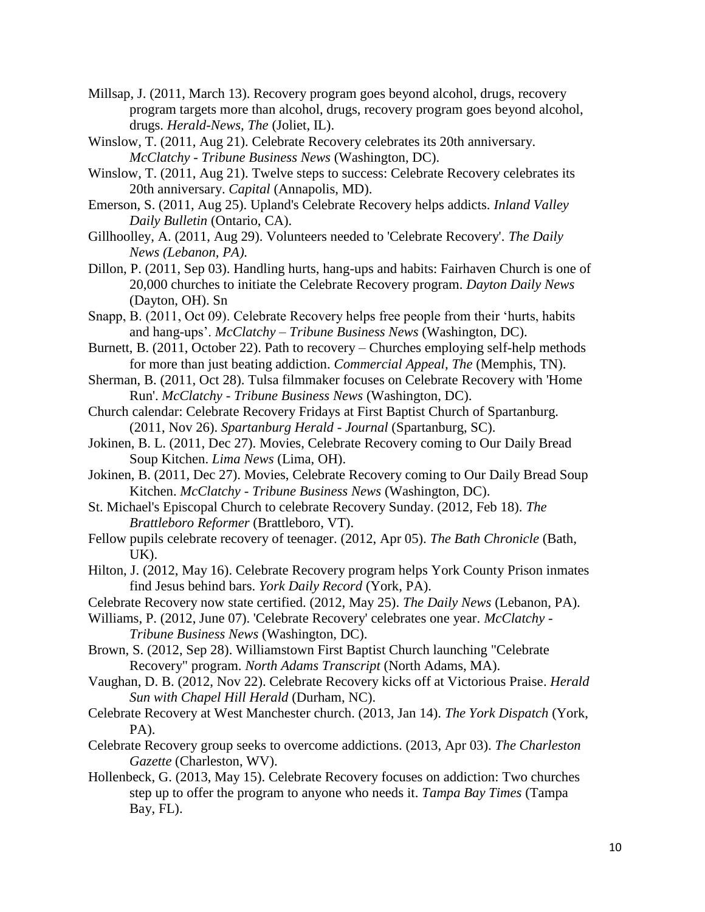Millsap, J. (2011, March 13). Recovery program goes beyond alcohol, drugs, recovery program targets more than alcohol, drugs, recovery program goes beyond alcohol, drugs. *Herald-News, The* (Joliet, IL).

Winslow, T. (2011, Aug 21). Celebrate Recovery celebrates its 20th anniversary. *McClatchy - Tribune Business News* (Washington, DC).

Winslow, T. (2011, Aug 21). Twelve steps to success: Celebrate Recovery celebrates its 20th anniversary. *Capital* (Annapolis, MD).

Emerson, S. (2011, Aug 25). Upland's Celebrate Recovery helps addicts. *Inland Valley Daily Bulletin* (Ontario, CA).

Gillhoolley, A. (2011, Aug 29). Volunteers needed to 'Celebrate Recovery'. *The Daily News (Lebanon, PA).*

Dillon, P. (2011, Sep 03). Handling hurts, hang-ups and habits: Fairhaven Church is one of 20,000 churches to initiate the Celebrate Recovery program. *Dayton Daily News* (Dayton, OH). Sn

Snapp, B. (2011, Oct 09). Celebrate Recovery helps free people from their 'hurts, habits and hang-ups'. *McClatchy – Tribune Business News* (Washington, DC).

Burnett, B. (2011, October 22). Path to recovery – Churches employing self-help methods for more than just beating addiction. *Commercial Appeal, The* (Memphis, TN).

Sherman, B. (2011, Oct 28). Tulsa filmmaker focuses on Celebrate Recovery with 'Home Run'. *McClatchy - Tribune Business News* (Washington, DC).

Church calendar: Celebrate Recovery Fridays at First Baptist Church of Spartanburg. (2011, Nov 26). *Spartanburg Herald - Journal* (Spartanburg, SC).

Jokinen, B. L. (2011, Dec 27). Movies, Celebrate Recovery coming to Our Daily Bread Soup Kitchen. *Lima News* (Lima, OH).

Jokinen, B. (2011, Dec 27). Movies, Celebrate Recovery coming to Our Daily Bread Soup Kitchen. *McClatchy - Tribune Business News* (Washington, DC).

St. Michael's Episcopal Church to celebrate Recovery Sunday. (2012, Feb 18). *The Brattleboro Reformer* (Brattleboro, VT).

Fellow pupils celebrate recovery of teenager. (2012, Apr 05). *The Bath Chronicle* (Bath, UK).

Hilton, J. (2012, May 16). Celebrate Recovery program helps York County Prison inmates find Jesus behind bars. *York Daily Record* (York, PA).

Celebrate Recovery now state certified. (2012, May 25). *The Daily News* (Lebanon, PA).

Williams, P. (2012, June 07). 'Celebrate Recovery' celebrates one year. *McClatchy - Tribune Business News* (Washington, DC).

Brown, S. (2012, Sep 28). Williamstown First Baptist Church launching "Celebrate Recovery" program. *North Adams Transcript* (North Adams, MA).

Vaughan, D. B. (2012, Nov 22). Celebrate Recovery kicks off at Victorious Praise. *Herald Sun with Chapel Hill Herald* (Durham, NC).

Celebrate Recovery at West Manchester church. (2013, Jan 14). *The York Dispatch* (York, PA).

Celebrate Recovery group seeks to overcome addictions. (2013, Apr 03). *The Charleston Gazette* (Charleston, WV).

Hollenbeck, G. (2013, May 15). Celebrate Recovery focuses on addiction: Two churches step up to offer the program to anyone who needs it. *Tampa Bay Times* (Tampa Bay, FL).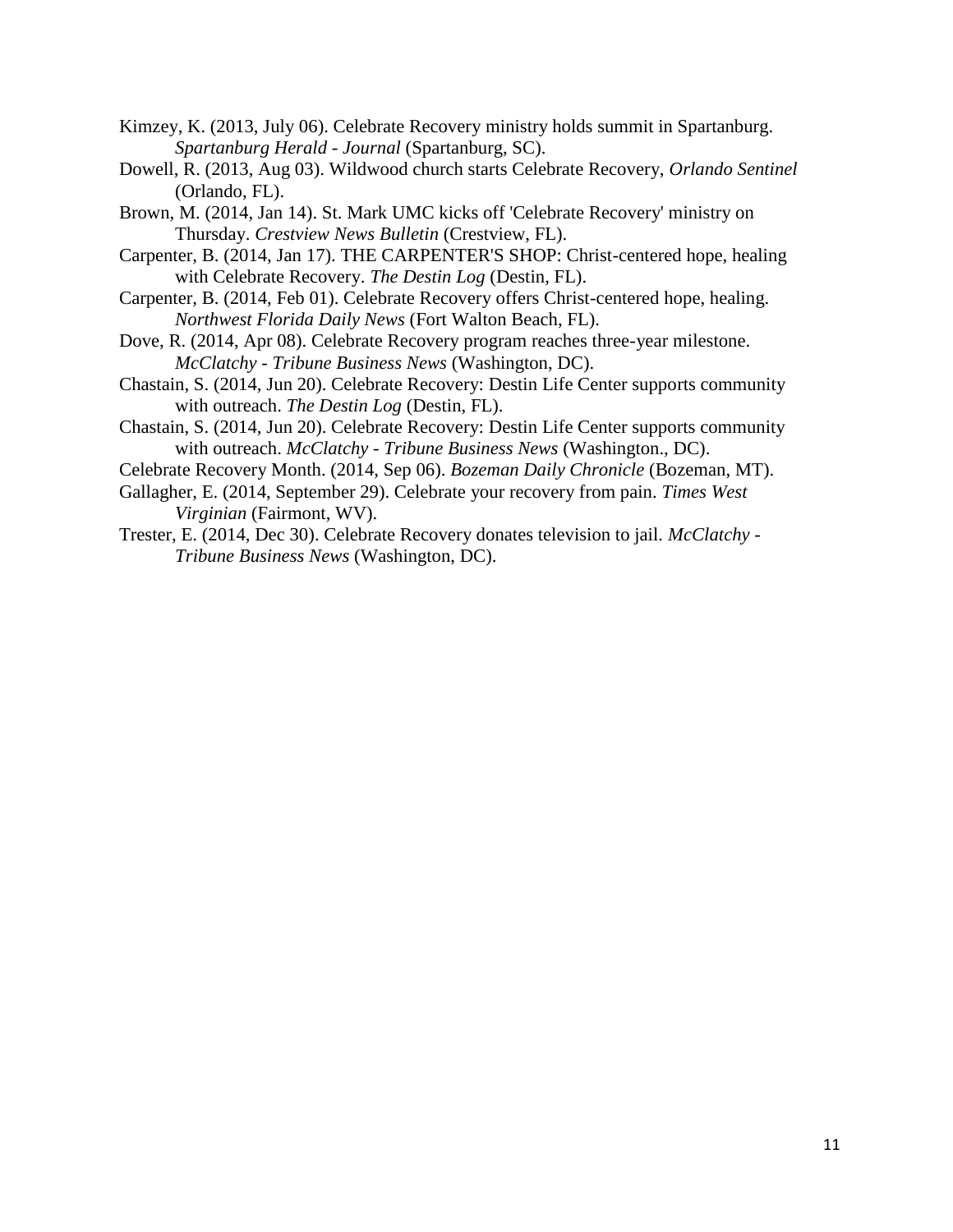Kimzey, K. (2013, July 06). Celebrate Recovery ministry holds summit in Spartanburg. *Spartanburg Herald - Journal* (Spartanburg, SC).

Dowell, R. (2013, Aug 03). Wildwood church starts Celebrate Recovery, *Orlando Sentinel* (Orlando, FL).

Brown, M. (2014, Jan 14). St. Mark UMC kicks off 'Celebrate Recovery' ministry on Thursday. *Crestview News Bulletin* (Crestview, FL).

Carpenter, B. (2014, Jan 17). THE CARPENTER'S SHOP: Christ-centered hope, healing with Celebrate Recovery. *The Destin Log* (Destin, FL).

Carpenter, B. (2014, Feb 01). Celebrate Recovery offers Christ-centered hope, healing. *Northwest Florida Daily News* (Fort Walton Beach, FL).

Dove, R. (2014, Apr 08). Celebrate Recovery program reaches three-year milestone. *McClatchy - Tribune Business News* (Washington, DC).

Chastain, S. (2014, Jun 20). Celebrate Recovery: Destin Life Center supports community with outreach. *The Destin Log* (Destin, FL).

Chastain, S. (2014, Jun 20). Celebrate Recovery: Destin Life Center supports community with outreach. *McClatchy - Tribune Business News* (Washington., DC).

Celebrate Recovery Month. (2014, Sep 06). *Bozeman Daily Chronicle* (Bozeman, MT).

Gallagher, E. (2014, September 29). Celebrate your recovery from pain. *Times West Virginian* (Fairmont, WV).

Trester, E. (2014, Dec 30). Celebrate Recovery donates television to jail. *McClatchy - Tribune Business News* (Washington, DC).